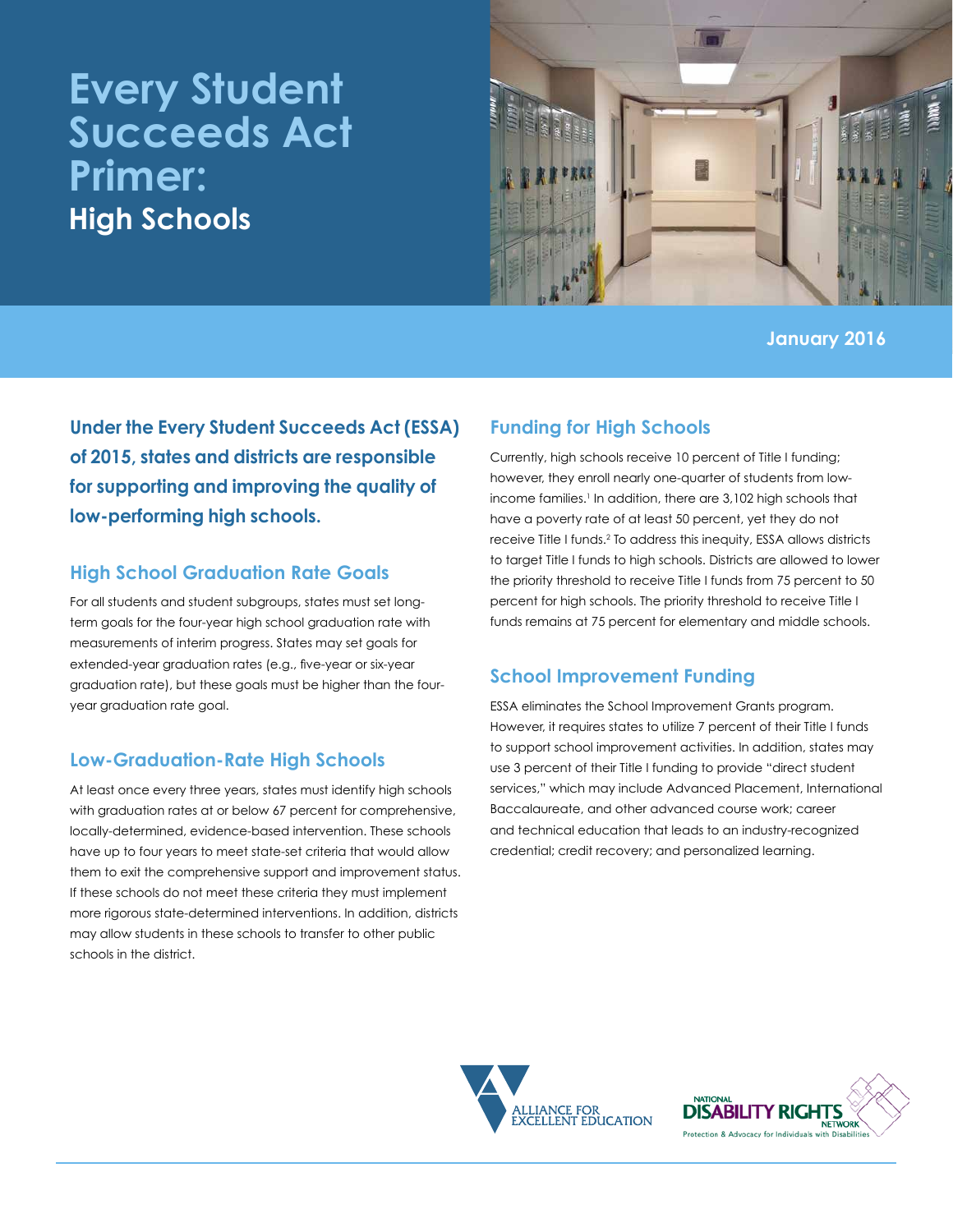# Every Student Succeeds Act Primer:

## High Schools

January 2016

**Under the Every Student Succeeds Act (ESSA) of 2015, states and districts are responsible for supporting and improving the quality of low-performing high schools.**

### High School Graduation Rate Goals

For all students and student subgroups, states must set long-term goals for the four-year high school graduation rate with measurements of interim progress. States may set goals for extended-year graduation rates (e.g., five-year or six-year graduation rate), but these goals must be higher than the four-year graduation rate goal.

### Low-Graduation-Rate High Schools

At least once every three years, states must identify high schools with graduation rates at or below 67 percent for comprehensive, locally-determined, evidence-based intervention. These schools have up to four years to meet state-set criteria that would allow them to exit the comprehensive support and improvement status. If these schools do not meet these criteria they must implement more rigorous state-determined interventions. In addition, districts may allow students in these schools to transfer to other public schools in the district.

### Funding for High Schools

Currently, high schools receive 10 percent of Title I funding; however, they enroll nearly one-quarter of students from low-income families.[1] In addition, there are 3,102 high schools that have a poverty rate of at least 50 percent, yet they do not receive Title I funds.[2] To address this inequity, ESSA allows districts to target Title I funds to high schools. Districts are allowed to lower the priority threshold to receive Title I funds from 75 percent to 50 percent for high schools. The priority threshold to receive Title I funds remains at 75 percent for elementary and middle schools.

### School Improvement Funding

ESSA eliminates the School Improvement Grants program. However, it requires states to utilize 7 percent of their Title I funds to support school improvement activities. In addition, states may use 3 percent of their Title I funding to provide "direct student services," which may include Advanced Placement, International Baccalaureate, and other advanced course work; career and technical education that leads to an industry-recognized credential; credit recovery; and personalized learning.

ALLIANCE FOR EXCELLENT EDUCATION

NATIONAL DISABILITY RIGHTS NETWORK — Protection & Advocacy for Individuals with Disabilities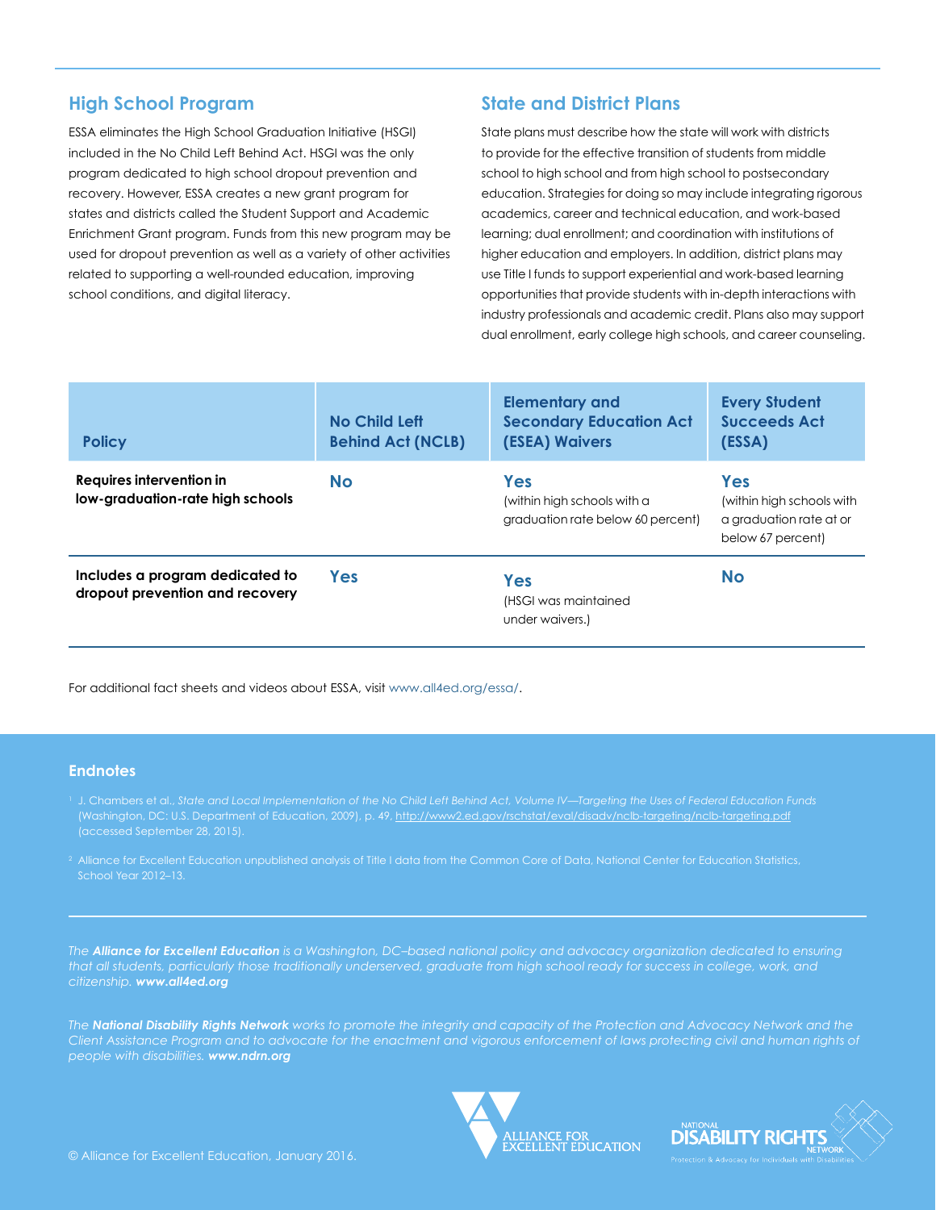## High School Program

ESSA eliminates the High School Graduation Initiative (HSGI) included in the No Child Left Behind Act. HSGI was the only program dedicated to high school dropout prevention and recovery. However, ESSA creates a new grant program for states and districts called the Student Support and Academic Enrichment Grant program. Funds from this new program may be used for dropout prevention as well as a variety of other activities related to supporting a well-rounded education, improving school conditions, and digital literacy.

## State and District Plans

State plans must describe how the state will work with districts to provide for the effective transition of students from middle school to high school and from high school to postsecondary education. Strategies for doing so may include integrating rigorous academics, career and technical education, and work-based learning; dual enrollment; and coordination with institutions of higher education and employers. In addition, district plans may use Title I funds to support experiential and work-based learning opportunities that provide students with in-depth interactions with industry professionals and academic credit. Plans also may support dual enrollment, early college high schools, and career counseling.

| Policy | No Child Left Behind Act (NCLB) | Elementary and Secondary Education Act (ESEA) Waivers | Every Student Succeeds Act (ESSA) |
|---|---|---|---|
| **Requires intervention in low-graduation-rate high schools** | **No** | **Yes** (within high schools with a graduation rate below 60 percent) | **Yes** (within high schools with a graduation rate at or below 67 percent) |
| **Includes a program dedicated to dropout prevention and recovery** | **Yes** | **Yes** (HSGI was maintained under waivers.) | **No** |

For additional fact sheets and videos about ESSA, visit www.all4ed.org/essa/.

### Endnotes

[1] J. Chambers et al., *State and Local Implementation of the No Child Left Behind Act, Volume IV—Targeting the Uses of Federal Education Funds* (Washington, DC: U.S. Department of Education, 2009), p. 49, http://www2.ed.gov/rschstat/eval/disadv/nclb-targeting/nclb-targeting.pdf (accessed September 28, 2015).

[2] Alliance for Excellent Education unpublished analysis of Title I data from the Common Core of Data, National Center for Education Statistics, School Year 2012–13.

*The **Alliance for Excellent Education** is a Washington, DC–based national policy and advocacy organization dedicated to ensuring that all students, particularly those traditionally underserved, graduate from high school ready for success in college, work, and citizenship. **www.all4ed.org***

*The **National Disability Rights Network** works to promote the integrity and capacity of the Protection and Advocacy Network and the Client Assistance Program and to advocate for the enactment and vigorous enforcement of laws protecting civil and human rights of people with disabilities. **www.ndrn.org***

© Alliance for Excellent Education, January 2016.